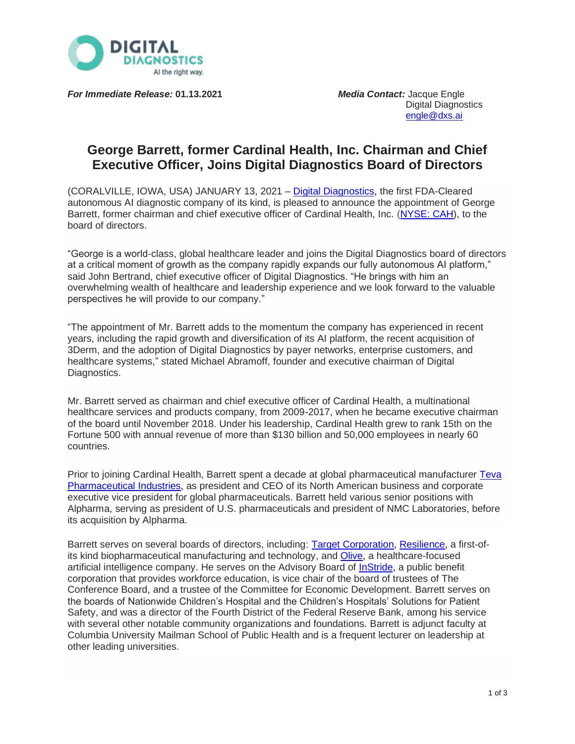DIGITAL DIAGNOSTICS
AI the right way.

***For Immediate Release:*** **01.13.2021**

***Media Contact:*** Jacque Engle
Digital Diagnostics
engle@dxs.ai

# George Barrett, former Cardinal Health, Inc. Chairman and Chief Executive Officer, Joins Digital Diagnostics Board of Directors

(CORALVILLE, IOWA, USA) JANUARY 13, 2021 – Digital Diagnostics, the first FDA-Cleared autonomous AI diagnostic company of its kind, is pleased to announce the appointment of George Barrett, former chairman and chief executive officer of Cardinal Health, Inc. (NYSE: CAH), to the board of directors.

"George is a world-class, global healthcare leader and joins the Digital Diagnostics board of directors at a critical moment of growth as the company rapidly expands our fully autonomous AI platform," said John Bertrand, chief executive officer of Digital Diagnostics. "He brings with him an overwhelming wealth of healthcare and leadership experience and we look forward to the valuable perspectives he will provide to our company."

"The appointment of Mr. Barrett adds to the momentum the company has experienced in recent years, including the rapid growth and diversification of its AI platform, the recent acquisition of 3Derm, and the adoption of Digital Diagnostics by payer networks, enterprise customers, and healthcare systems," stated Michael Abramoff, founder and executive chairman of Digital Diagnostics.

Mr. Barrett served as chairman and chief executive officer of Cardinal Health, a multinational healthcare services and products company, from 2009-2017, when he became executive chairman of the board until November 2018. Under his leadership, Cardinal Health grew to rank 15th on the Fortune 500 with annual revenue of more than $130 billion and 50,000 employees in nearly 60 countries.

Prior to joining Cardinal Health, Barrett spent a decade at global pharmaceutical manufacturer Teva Pharmaceutical Industries, as president and CEO of its North American business and corporate executive vice president for global pharmaceuticals. Barrett held various senior positions with Alpharma, serving as president of U.S. pharmaceuticals and president of NMC Laboratories, before its acquisition by Alpharma.

Barrett serves on several boards of directors, including: Target Corporation, Resilience, a first-of-its kind biopharmaceutical manufacturing and technology, and Olive, a healthcare-focused artificial intelligence company. He serves on the Advisory Board of InStride, a public benefit corporation that provides workforce education, is vice chair of the board of trustees of The Conference Board, and a trustee of the Committee for Economic Development. Barrett serves on the boards of Nationwide Children's Hospital and the Children's Hospitals' Solutions for Patient Safety, and was a director of the Fourth District of the Federal Reserve Bank, among his service with several other notable community organizations and foundations. Barrett is adjunct faculty at Columbia University Mailman School of Public Health and is a frequent lecturer on leadership at other leading universities.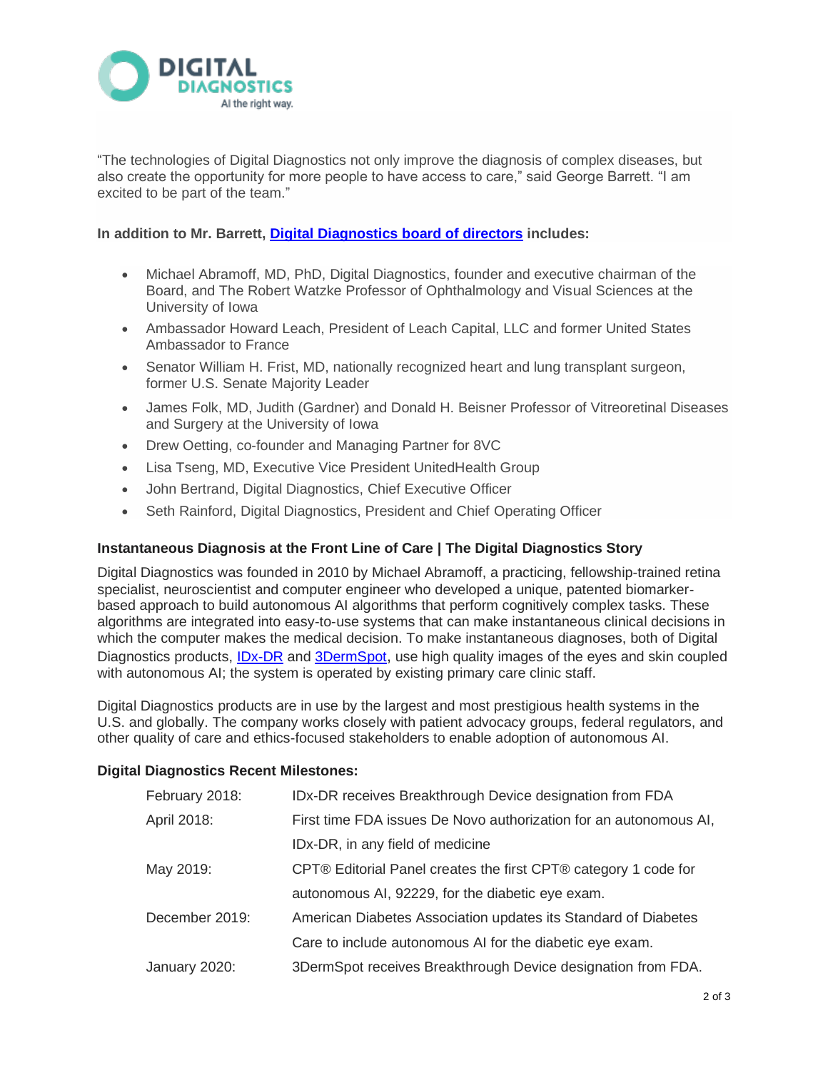"The technologies of Digital Diagnostics not only improve the diagnosis of complex diseases, but also create the opportunity for more people to have access to care," said George Barrett. "I am excited to be part of the team."

**In addition to Mr. Barrett, Digital Diagnostics board of directors includes:**

- Michael Abramoff, MD, PhD, Digital Diagnostics, founder and executive chairman of the Board, and The Robert Watzke Professor of Ophthalmology and Visual Sciences at the University of Iowa
- Ambassador Howard Leach, President of Leach Capital, LLC and former United States Ambassador to France
- Senator William H. Frist, MD, nationally recognized heart and lung transplant surgeon, former U.S. Senate Majority Leader
- James Folk, MD, Judith (Gardner) and Donald H. Beisner Professor of Vitreoretinal Diseases and Surgery at the University of Iowa
- Drew Oetting, co-founder and Managing Partner for 8VC
- Lisa Tseng, MD, Executive Vice President UnitedHealth Group
- John Bertrand, Digital Diagnostics, Chief Executive Officer
- Seth Rainford, Digital Diagnostics, President and Chief Operating Officer

**Instantaneous Diagnosis at the Front Line of Care | The Digital Diagnostics Story**

Digital Diagnostics was founded in 2010 by Michael Abramoff, a practicing, fellowship-trained retina specialist, neuroscientist and computer engineer who developed a unique, patented biomarker-based approach to build autonomous AI algorithms that perform cognitively complex tasks. These algorithms are integrated into easy-to-use systems that can make instantaneous clinical decisions in which the computer makes the medical decision. To make instantaneous diagnoses, both of Digital Diagnostics products, IDx-DR and 3DermSpot, use high quality images of the eyes and skin coupled with autonomous AI; the system is operated by existing primary care clinic staff.

Digital Diagnostics products are in use by the largest and most prestigious health systems in the U.S. and globally. The company works closely with patient advocacy groups, federal regulators, and other quality of care and ethics-focused stakeholders to enable adoption of autonomous AI.

**Digital Diagnostics Recent Milestones:**

| | |
|---|---|
| February 2018: | IDx-DR receives Breakthrough Device designation from FDA |
| April 2018: | First time FDA issues De Novo authorization for an autonomous AI, IDx-DR, in any field of medicine |
| May 2019: | CPT® Editorial Panel creates the first CPT® category 1 code for autonomous AI, 92229, for the diabetic eye exam. |
| December 2019: | American Diabetes Association updates its Standard of Diabetes Care to include autonomous AI for the diabetic eye exam. |
| January 2020: | 3DermSpot receives Breakthrough Device designation from FDA. |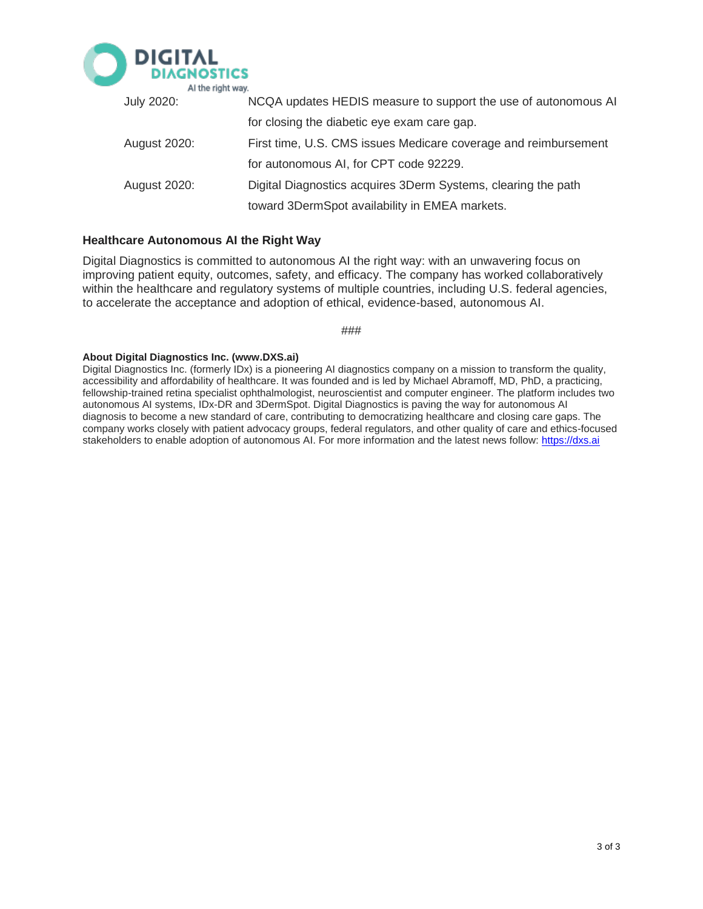| | |
|---|---|
| July 2020: | NCQA updates HEDIS measure to support the use of autonomous AI for closing the diabetic eye exam care gap. |
| August 2020: | First time, U.S. CMS issues Medicare coverage and reimbursement for autonomous AI, for CPT code 92229. |
| August 2020: | Digital Diagnostics acquires 3Derm Systems, clearing the path toward 3DermSpot availability in EMEA markets. |

## Healthcare Autonomous AI the Right Way

Digital Diagnostics is committed to autonomous AI the right way: with an unwavering focus on improving patient equity, outcomes, safety, and efficacy. The company has worked collaboratively within the healthcare and regulatory systems of multiple countries, including U.S. federal agencies, to accelerate the acceptance and adoption of ethical, evidence-based, autonomous AI.

###

**About Digital Diagnostics Inc. (www.DXS.ai)**

Digital Diagnostics Inc. (formerly IDx) is a pioneering AI diagnostics company on a mission to transform the quality, accessibility and affordability of healthcare. It was founded and is led by Michael Abramoff, MD, PhD, a practicing, fellowship-trained retina specialist ophthalmologist, neuroscientist and computer engineer. The platform includes two autonomous AI systems, IDx-DR and 3DermSpot. Digital Diagnostics is paving the way for autonomous AI diagnosis to become a new standard of care, contributing to democratizing healthcare and closing care gaps. The company works closely with patient advocacy groups, federal regulators, and other quality of care and ethics-focused stakeholders to enable adoption of autonomous AI. For more information and the latest news follow: https://dxs.ai